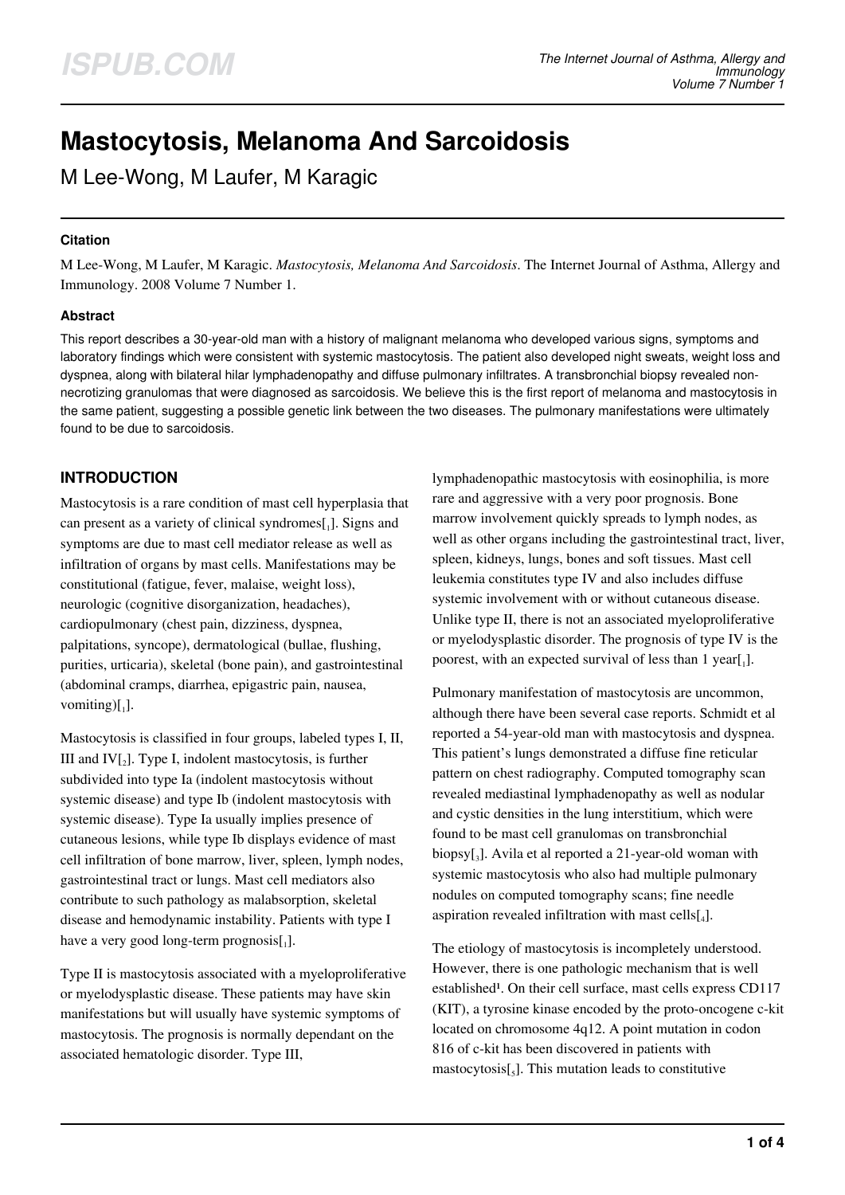# Mastocytosis, Melanoma And Sarcoidosis

M Lee-Wong, M Laufer, M Karagic

## Citation

M Lee-Wong, M Laufer, M Karagic. *Mastocytosis, Melanoma And Sarcoidosis*. The Internet Journal of Asthma, Allergy and Immunology. 2008 Volume 7 Number 1.

## Abstract

This report describes a 30-year-old man with a history of malignant melanoma who developed various signs, symptoms and laboratory findings which were consistent with systemic mastocytosis. The patient also developed night sweats, weight loss and dyspnea, along with bilateral hilar lymphadenopathy and diffuse pulmonary infiltrates. A transbronchial biopsy revealed non-necrotizing granulomas that were diagnosed as sarcoidosis. We believe this is the first report of melanoma and mastocytosis in the same patient, suggesting a possible genetic link between the two diseases. The pulmonary manifestations were ultimately found to be due to sarcoidosis.

## INTRODUCTION

Mastocytosis is a rare condition of mast cell hyperplasia that can present as a variety of clinical syndromes[1]. Signs and symptoms are due to mast cell mediator release as well as infiltration of organs by mast cells. Manifestations may be constitutional (fatigue, fever, malaise, weight loss), neurologic (cognitive disorganization, headaches), cardiopulmonary (chest pain, dizziness, dyspnea, palpitations, syncope), dermatological (bullae, flushing, purities, urticaria), skeletal (bone pain), and gastrointestinal (abdominal cramps, diarrhea, epigastric pain, nausea, vomiting)[1].

Mastocytosis is classified in four groups, labeled types I, II, III and IV[2]. Type I, indolent mastocytosis, is further subdivided into type Ia (indolent mastocytosis without systemic disease) and type Ib (indolent mastocytosis with systemic disease). Type Ia usually implies presence of cutaneous lesions, while type Ib displays evidence of mast cell infiltration of bone marrow, liver, spleen, lymph nodes, gastrointestinal tract or lungs. Mast cell mediators also contribute to such pathology as malabsorption, skeletal disease and hemodynamic instability. Patients with type I have a very good long-term prognosis[1].

Type II is mastocytosis associated with a myeloproliferative or myelodysplastic disease. These patients may have skin manifestations but will usually have systemic symptoms of mastocytosis. The prognosis is normally dependant on the associated hematologic disorder. Type III, lymphadenopathic mastocytosis with eosinophilia, is more rare and aggressive with a very poor prognosis. Bone marrow involvement quickly spreads to lymph nodes, as well as other organs including the gastrointestinal tract, liver, spleen, kidneys, lungs, bones and soft tissues. Mast cell leukemia constitutes type IV and also includes diffuse systemic involvement with or without cutaneous disease. Unlike type II, there is not an associated myeloproliferative or myelodysplastic disorder. The prognosis of type IV is the poorest, with an expected survival of less than 1 year[1].

Pulmonary manifestation of mastocytosis are uncommon, although there have been several case reports. Schmidt et al reported a 54-year-old man with mastocytosis and dyspnea. This patient's lungs demonstrated a diffuse fine reticular pattern on chest radiography. Computed tomography scan revealed mediastinal lymphadenopathy as well as nodular and cystic densities in the lung interstitium, which were found to be mast cell granulomas on transbronchial biopsy[3]. Avila et al reported a 21-year-old woman with systemic mastocytosis who also had multiple pulmonary nodules on computed tomography scans; fine needle aspiration revealed infiltration with mast cells[4].

The etiology of mastocytosis is incompletely understood. However, there is one pathologic mechanism that is well established[1]. On their cell surface, mast cells express CD117 (KIT), a tyrosine kinase encoded by the proto-oncogene c-kit located on chromosome 4q12. A point mutation in codon 816 of c-kit has been discovered in patients with mastocytosis[5]. This mutation leads to constitutive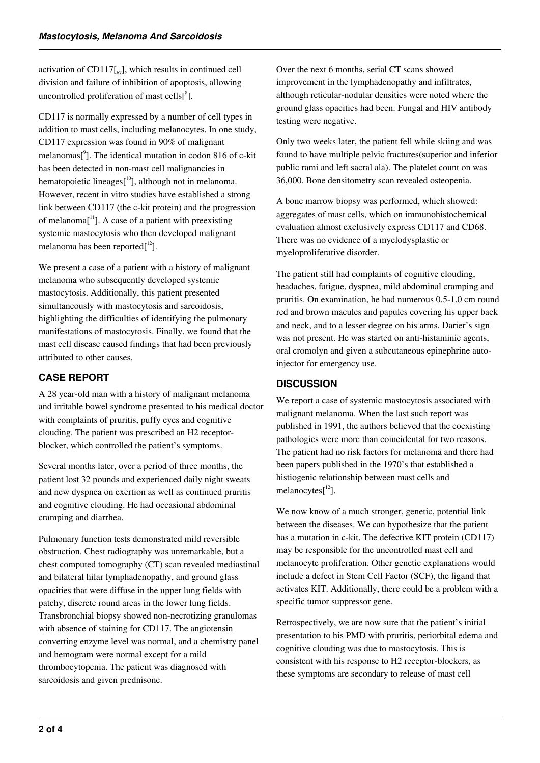activation of CD117[67], which results in continued cell division and failure of inhibition of apoptosis, allowing uncontrolled proliferation of mast cells[8].

CD117 is normally expressed by a number of cell types in addition to mast cells, including melanocytes. In one study, CD117 expression was found in 90% of malignant melanomas[9]. The identical mutation in codon 816 of c-kit has been detected in non-mast cell malignancies in hematopoietic lineages[10], although not in melanoma. However, recent in vitro studies have established a strong link between CD117 (the c-kit protein) and the progression of melanoma[11]. A case of a patient with preexisting systemic mastocytosis who then developed malignant melanoma has been reported[12].

We present a case of a patient with a history of malignant melanoma who subsequently developed systemic mastocytosis. Additionally, this patient presented simultaneously with mastocytosis and sarcoidosis, highlighting the difficulties of identifying the pulmonary manifestations of mastocytosis. Finally, we found that the mast cell disease caused findings that had been previously attributed to other causes.

## CASE REPORT

A 28 year-old man with a history of malignant melanoma and irritable bowel syndrome presented to his medical doctor with complaints of pruritis, puffy eyes and cognitive clouding. The patient was prescribed an H2 receptor-blocker, which controlled the patient's symptoms.

Several months later, over a period of three months, the patient lost 32 pounds and experienced daily night sweats and new dyspnea on exertion as well as continued pruritis and cognitive clouding. He had occasional abdominal cramping and diarrhea.

Pulmonary function tests demonstrated mild reversible obstruction. Chest radiography was unremarkable, but a chest computed tomography (CT) scan revealed mediastinal and bilateral hilar lymphadenopathy, and ground glass opacities that were diffuse in the upper lung fields with patchy, discrete round areas in the lower lung fields. Transbronchial biopsy showed non-necrotizing granulomas with absence of staining for CD117. The angiotensin converting enzyme level was normal, and a chemistry panel and hemogram were normal except for a mild thrombocytopenia. The patient was diagnosed with sarcoidosis and given prednisone.

Over the next 6 months, serial CT scans showed improvement in the lymphadenopathy and infiltrates, although reticular-nodular densities were noted where the ground glass opacities had been. Fungal and HIV antibody testing were negative.

Only two weeks later, the patient fell while skiing and was found to have multiple pelvic fractures(superior and inferior public rami and left sacral ala). The platelet count on was 36,000. Bone densitometry scan revealed osteopenia.

A bone marrow biopsy was performed, which showed: aggregates of mast cells, which on immunohistochemical evaluation almost exclusively express CD117 and CD68. There was no evidence of a myelodysplastic or myeloproliferative disorder.

The patient still had complaints of cognitive clouding, headaches, fatigue, dyspnea, mild abdominal cramping and pruritis. On examination, he had numerous 0.5-1.0 cm round red and brown macules and papules covering his upper back and neck, and to a lesser degree on his arms. Darier's sign was not present. He was started on anti-histaminic agents, oral cromolyn and given a subcutaneous epinephrine auto-injector for emergency use.

## DISCUSSION

We report a case of systemic mastocytosis associated with malignant melanoma. When the last such report was published in 1991, the authors believed that the coexisting pathologies were more than coincidental for two reasons. The patient had no risk factors for melanoma and there had been papers published in the 1970's that established a histiogenic relationship between mast cells and melanocytes[12].

We now know of a much stronger, genetic, potential link between the diseases. We can hypothesize that the patient has a mutation in c-kit. The defective KIT protein (CD117) may be responsible for the uncontrolled mast cell and melanocyte proliferation. Other genetic explanations would include a defect in Stem Cell Factor (SCF), the ligand that activates KIT. Additionally, there could be a problem with a specific tumor suppressor gene.

Retrospectively, we are now sure that the patient's initial presentation to his PMD with pruritis, periorbital edema and cognitive clouding was due to mastocytosis. This is consistent with his response to H2 receptor-blockers, as these symptoms are secondary to release of mast cell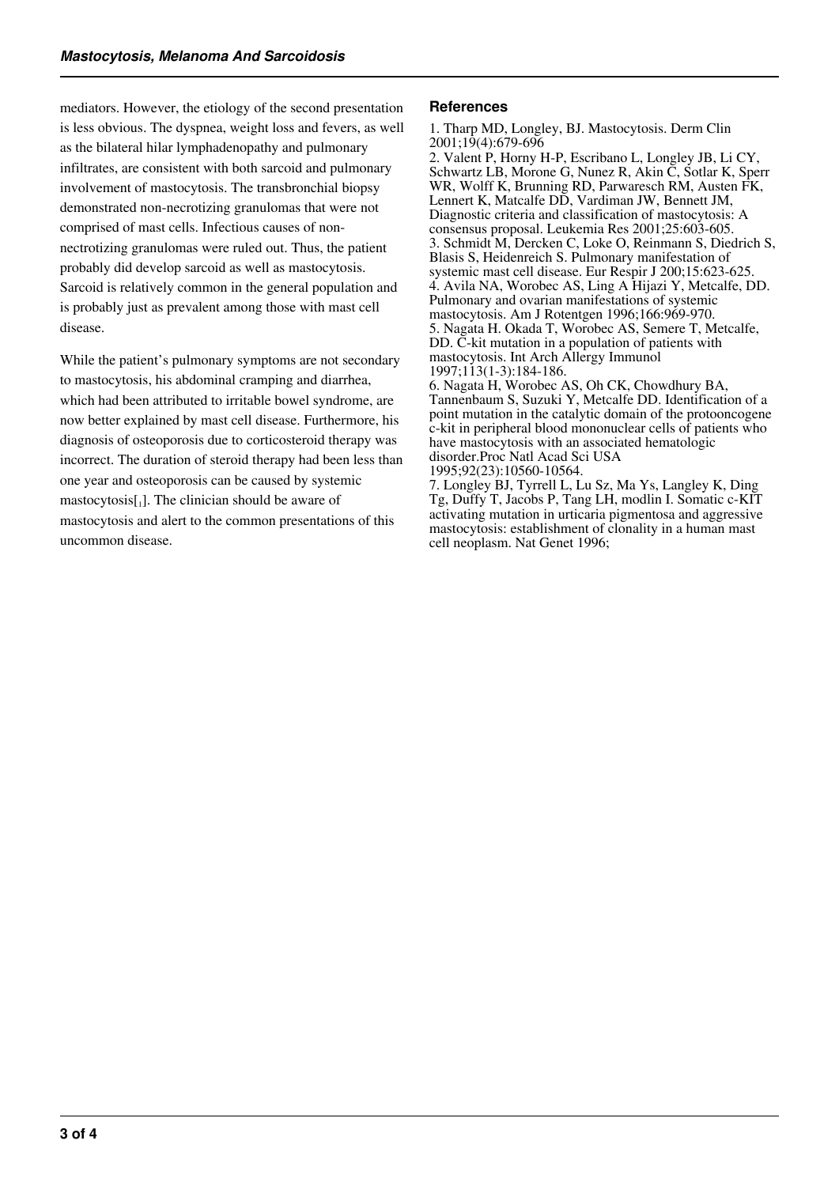mediators. However, the etiology of the second presentation is less obvious. The dyspnea, weight loss and fevers, as well as the bilateral hilar lymphadenopathy and pulmonary infiltrates, are consistent with both sarcoid and pulmonary involvement of mastocytosis. The transbronchial biopsy demonstrated non-necrotizing granulomas that were not comprised of mast cells. Infectious causes of non-nectrotizing granulomas were ruled out. Thus, the patient probably did develop sarcoid as well as mastocytosis. Sarcoid is relatively common in the general population and is probably just as prevalent among those with mast cell disease.

While the patient's pulmonary symptoms are not secondary to mastocytosis, his abdominal cramping and diarrhea, which had been attributed to irritable bowel syndrome, are now better explained by mast cell disease. Furthermore, his diagnosis of osteoporosis due to corticosteroid therapy was incorrect. The duration of steroid therapy had been less than one year and osteoporosis can be caused by systemic mastocytosis[1]. The clinician should be aware of mastocytosis and alert to the common presentations of this uncommon disease.

## References

1. Tharp MD, Longley, BJ. Mastocytosis. Derm Clin 2001;19(4):679-696
2. Valent P, Horny H-P, Escribano L, Longley JB, Li CY, Schwartz LB, Marone G, Nunez R, Akin C, Sotlar K, Sperr WR, Wolff K, Brunning RD, Parwaresch RM, Austen FK, Lennert K, Matcalfe DD, Vardiman JW, Bennett JM, Diagnostic criteria and classification of mastocytosis: A consensus proposal. Leukemia Res 2001;25:603-605.
3. Schmidt M, Dercken C, Loke O, Reinmann S, Diedrich S, Blasis S, Heidenreich S. Pulmonary manifestation of systemic mast cell disease. Eur Respir J 200;15:623-625.
4. Avila NA, Worobec AS, Ling A Hijazi Y, Metcalfe, DD. Pulmonary and ovarian manifestations of systemic mastocytosis. Am J Rotentgen 1996;166:969-970.
5. Nagata H. Okada T, Worobec AS, Semere T, Metcalfe, DD. C-kit mutation in a population of patients with mastocytosis. Int Arch Allergy Immunol 1997;113(1-3):184-186.
6. Nagata H, Worobec AS, Oh CK, Chowdhury BA, Tannenbaum S, Suzuki Y, Metcalfe DD. Identification of a point mutation in the catalytic domain of the protooncogene c-kit in peripheral blood mononuclear cells of patients who have mastocytosis with an associated hematologic disorder.Proc Natl Acad Sci USA 1995;92(23):10560-10564.
7. Longley BJ, Tyrrell L, Lu Sz, Ma Ys, Langley K, Ding Tg, Duffy T, Jacobs P, Tang LH, modlin I. Somatic c-KIT activating mutation in urticaria pigmentosa and aggressive mastocytosis: establishment of clonality in a human mast cell neoplasm. Nat Genet 1996;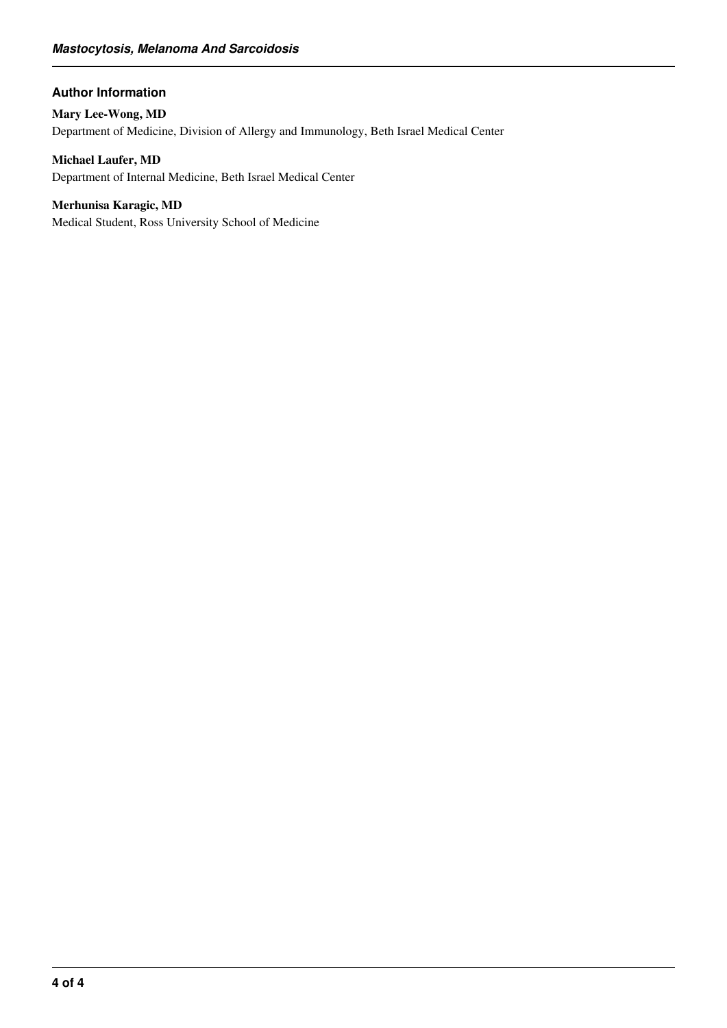## Author Information

**Mary Lee-Wong, MD**
Department of Medicine, Division of Allergy and Immunology, Beth Israel Medical Center

**Michael Laufer, MD**
Department of Internal Medicine, Beth Israel Medical Center

**Merhunisa Karagic, MD**
Medical Student, Ross University School of Medicine